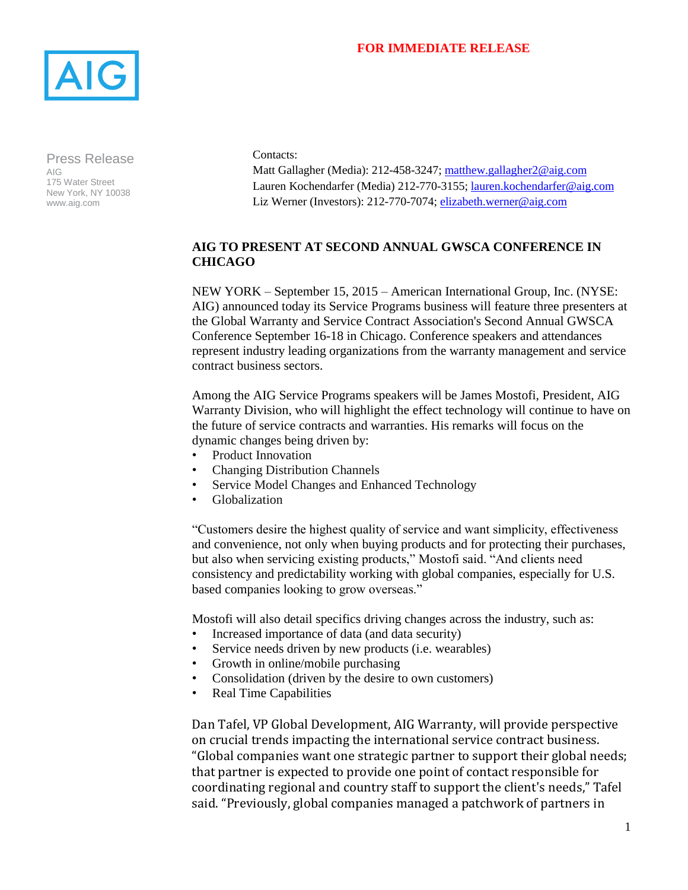AIG

**FOR IMMEDIATE RELEASE**

Press Release
AIG
175 Water Street
New York, NY 10038
www.aig.com

Contacts:
Matt Gallagher (Media): 212-458-3247; matthew.gallagher2@aig.com
Lauren Kochendarfer (Media) 212-770-3155; lauren.kochendarfer@aig.com
Liz Werner (Investors): 212-770-7074; elizabeth.werner@aig.com

# AIG TO PRESENT AT SECOND ANNUAL GWSCA CONFERENCE IN CHICAGO

NEW YORK – September 15, 2015 – American International Group, Inc. (NYSE: AIG) announced today its Service Programs business will feature three presenters at the Global Warranty and Service Contract Association's Second Annual GWSCA Conference September 16-18 in Chicago. Conference speakers and attendances represent industry leading organizations from the warranty management and service contract business sectors.

Among the AIG Service Programs speakers will be James Mostofi, President, AIG Warranty Division, who will highlight the effect technology will continue to have on the future of service contracts and warranties. His remarks will focus on the dynamic changes being driven by:

- Product Innovation
- Changing Distribution Channels
- Service Model Changes and Enhanced Technology
- Globalization

"Customers desire the highest quality of service and want simplicity, effectiveness and convenience, not only when buying products and for protecting their purchases, but also when servicing existing products," Mostofi said. "And clients need consistency and predictability working with global companies, especially for U.S. based companies looking to grow overseas."

Mostofi will also detail specifics driving changes across the industry, such as:

- Increased importance of data (and data security)
- Service needs driven by new products (i.e. wearables)
- Growth in online/mobile purchasing
- Consolidation (driven by the desire to own customers)
- Real Time Capabilities

Dan Tafel, VP Global Development, AIG Warranty, will provide perspective on crucial trends impacting the international service contract business. "Global companies want one strategic partner to support their global needs; that partner is expected to provide one point of contact responsible for coordinating regional and country staff to support the client's needs," Tafel said. "Previously, global companies managed a patchwork of partners in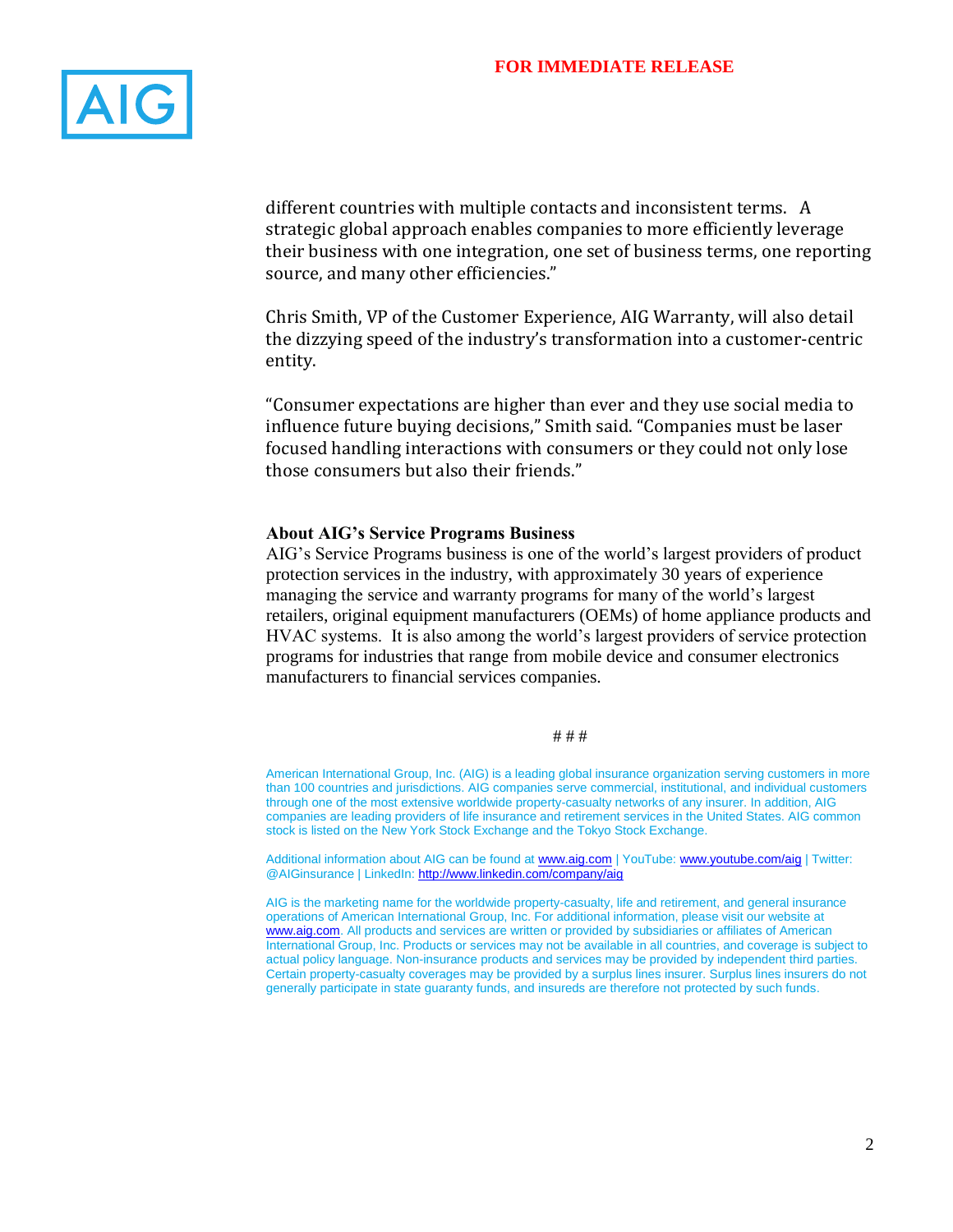different countries with multiple contacts and inconsistent terms. A strategic global approach enables companies to more efficiently leverage their business with one integration, one set of business terms, one reporting source, and many other efficiencies."

Chris Smith, VP of the Customer Experience, AIG Warranty, will also detail the dizzying speed of the industry's transformation into a customer-centric entity.

"Consumer expectations are higher than ever and they use social media to influence future buying decisions," Smith said. "Companies must be laser focused handling interactions with consumers or they could not only lose those consumers but also their friends."

**About AIG's Service Programs Business**

AIG's Service Programs business is one of the world's largest providers of product protection services in the industry, with approximately 30 years of experience managing the service and warranty programs for many of the world's largest retailers, original equipment manufacturers (OEMs) of home appliance products and HVAC systems. It is also among the world's largest providers of service protection programs for industries that range from mobile device and consumer electronics manufacturers to financial services companies.

# # #

American International Group, Inc. (AIG) is a leading global insurance organization serving customers in more than 100 countries and jurisdictions. AIG companies serve commercial, institutional, and individual customers through one of the most extensive worldwide property-casualty networks of any insurer. In addition, AIG companies are leading providers of life insurance and retirement services in the United States. AIG common stock is listed on the New York Stock Exchange and the Tokyo Stock Exchange.

Additional information about AIG can be found at www.aig.com | YouTube: www.youtube.com/aig | Twitter: @AIGinsurance | LinkedIn: http://www.linkedin.com/company/aig

AIG is the marketing name for the worldwide property-casualty, life and retirement, and general insurance operations of American International Group, Inc. For additional information, please visit our website at www.aig.com. All products and services are written or provided by subsidiaries or affiliates of American International Group, Inc. Products or services may not be available in all countries, and coverage is subject to actual policy language. Non-insurance products and services may be provided by independent third parties. Certain property-casualty coverages may be provided by a surplus lines insurer. Surplus lines insurers do not generally participate in state guaranty funds, and insureds are therefore not protected by such funds.